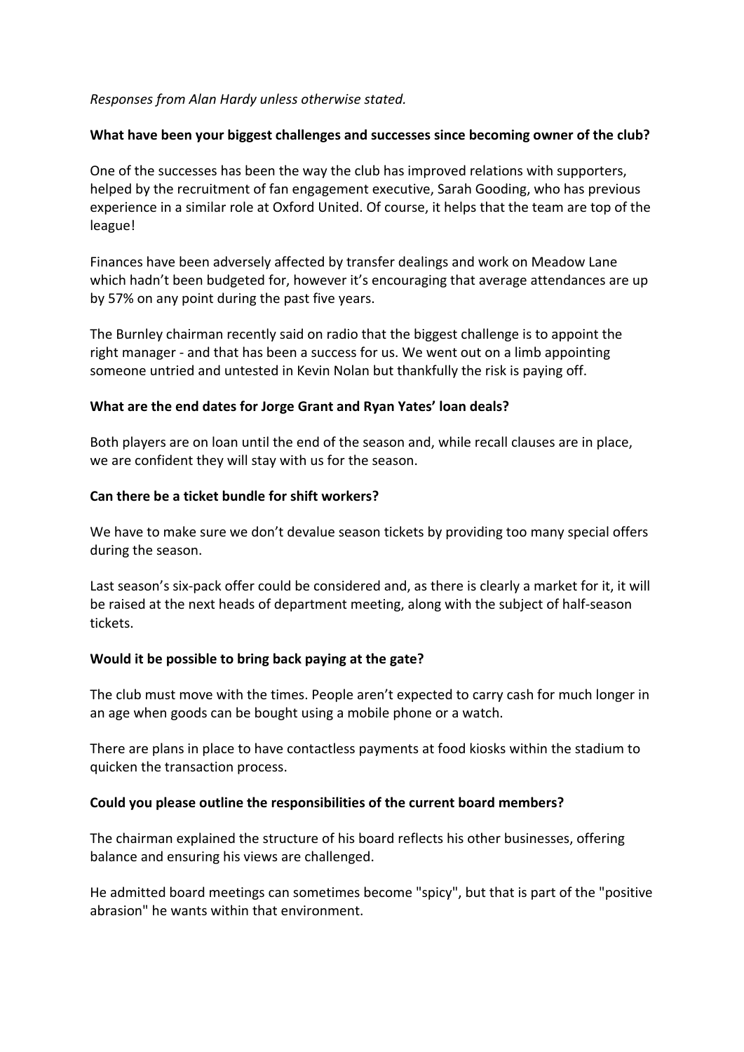*Responses from Alan Hardy unless otherwise stated.*

**What have been your biggest challenges and successes since becoming owner of the club?**

One of the successes has been the way the club has improved relations with supporters, helped by the recruitment of fan engagement executive, Sarah Gooding, who has previous experience in a similar role at Oxford United. Of course, it helps that the team are top of the league!

Finances have been adversely affected by transfer dealings and work on Meadow Lane which hadn't been budgeted for, however it's encouraging that average attendances are up by 57% on any point during the past five years.

The Burnley chairman recently said on radio that the biggest challenge is to appoint the right manager - and that has been a success for us. We went out on a limb appointing someone untried and untested in Kevin Nolan but thankfully the risk is paying off.

**What are the end dates for Jorge Grant and Ryan Yates' loan deals?**

Both players are on loan until the end of the season and, while recall clauses are in place, we are confident they will stay with us for the season.

**Can there be a ticket bundle for shift workers?**

We have to make sure we don't devalue season tickets by providing too many special offers during the season.

Last season's six-pack offer could be considered and, as there is clearly a market for it, it will be raised at the next heads of department meeting, along with the subject of half-season tickets.

**Would it be possible to bring back paying at the gate?**

The club must move with the times. People aren't expected to carry cash for much longer in an age when goods can be bought using a mobile phone or a watch.

There are plans in place to have contactless payments at food kiosks within the stadium to quicken the transaction process.

**Could you please outline the responsibilities of the current board members?**

The chairman explained the structure of his board reflects his other businesses, offering balance and ensuring his views are challenged.

He admitted board meetings can sometimes become "spicy", but that is part of the "positive abrasion" he wants within that environment.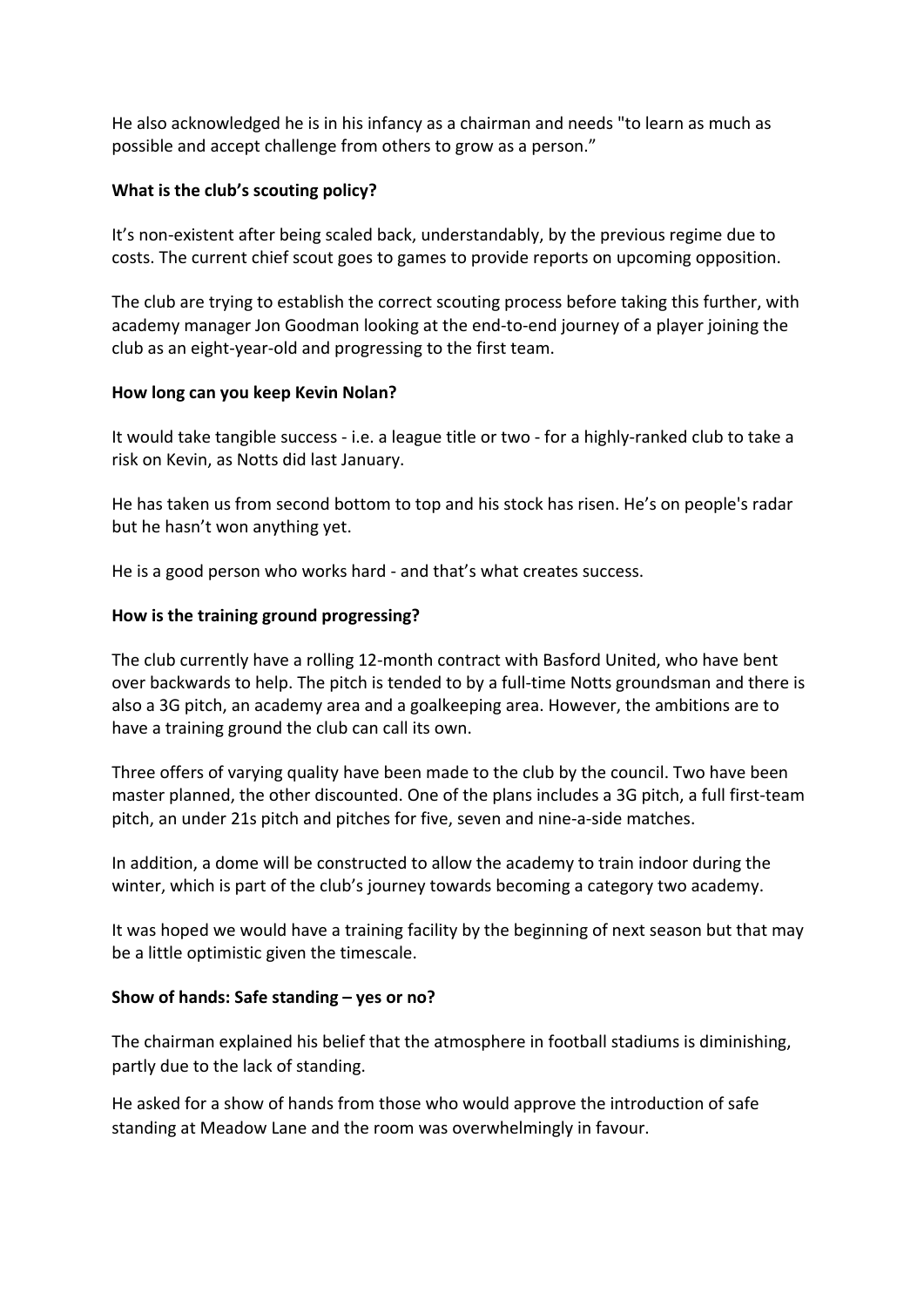He also acknowledged he is in his infancy as a chairman and needs "to learn as much as possible and accept challenge from others to grow as a person."

**What is the club's scouting policy?**

It's non-existent after being scaled back, understandably, by the previous regime due to costs. The current chief scout goes to games to provide reports on upcoming opposition.

The club are trying to establish the correct scouting process before taking this further, with academy manager Jon Goodman looking at the end-to-end journey of a player joining the club as an eight-year-old and progressing to the first team.

**How long can you keep Kevin Nolan?**

It would take tangible success - i.e. a league title or two - for a highly-ranked club to take a risk on Kevin, as Notts did last January.

He has taken us from second bottom to top and his stock has risen. He's on people's radar but he hasn't won anything yet.

He is a good person who works hard - and that's what creates success.

**How is the training ground progressing?**

The club currently have a rolling 12-month contract with Basford United, who have bent over backwards to help. The pitch is tended to by a full-time Notts groundsman and there is also a 3G pitch, an academy area and a goalkeeping area. However, the ambitions are to have a training ground the club can call its own.

Three offers of varying quality have been made to the club by the council. Two have been master planned, the other discounted. One of the plans includes a 3G pitch, a full first-team pitch, an under 21s pitch and pitches for five, seven and nine-a-side matches.

In addition, a dome will be constructed to allow the academy to train indoor during the winter, which is part of the club's journey towards becoming a category two academy.

It was hoped we would have a training facility by the beginning of next season but that may be a little optimistic given the timescale.

**Show of hands: Safe standing – yes or no?**

The chairman explained his belief that the atmosphere in football stadiums is diminishing, partly due to the lack of standing.

He asked for a show of hands from those who would approve the introduction of safe standing at Meadow Lane and the room was overwhelmingly in favour.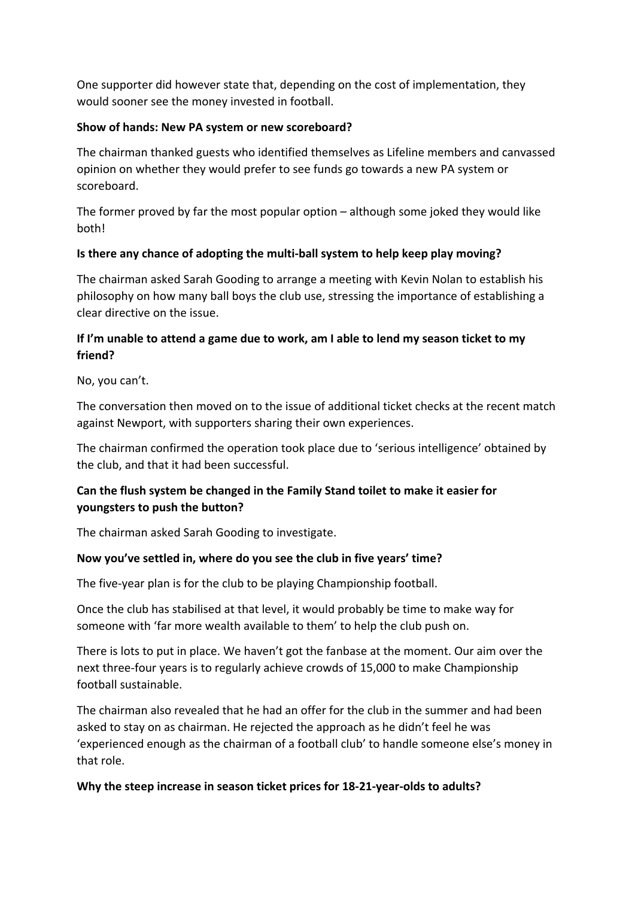One supporter did however state that, depending on the cost of implementation, they would sooner see the money invested in football.

**Show of hands: New PA system or new scoreboard?**

The chairman thanked guests who identified themselves as Lifeline members and canvassed opinion on whether they would prefer to see funds go towards a new PA system or scoreboard.

The former proved by far the most popular option – although some joked they would like both!

**Is there any chance of adopting the multi-ball system to help keep play moving?**

The chairman asked Sarah Gooding to arrange a meeting with Kevin Nolan to establish his philosophy on how many ball boys the club use, stressing the importance of establishing a clear directive on the issue.

**If I'm unable to attend a game due to work, am I able to lend my season ticket to my friend?**

No, you can't.

The conversation then moved on to the issue of additional ticket checks at the recent match against Newport, with supporters sharing their own experiences.

The chairman confirmed the operation took place due to 'serious intelligence' obtained by the club, and that it had been successful.

**Can the flush system be changed in the Family Stand toilet to make it easier for youngsters to push the button?**

The chairman asked Sarah Gooding to investigate.

**Now you've settled in, where do you see the club in five years' time?**

The five-year plan is for the club to be playing Championship football.

Once the club has stabilised at that level, it would probably be time to make way for someone with 'far more wealth available to them' to help the club push on.

There is lots to put in place. We haven't got the fanbase at the moment. Our aim over the next three-four years is to regularly achieve crowds of 15,000 to make Championship football sustainable.

The chairman also revealed that he had an offer for the club in the summer and had been asked to stay on as chairman. He rejected the approach as he didn't feel he was 'experienced enough as the chairman of a football club' to handle someone else's money in that role.

**Why the steep increase in season ticket prices for 18-21-year-olds to adults?**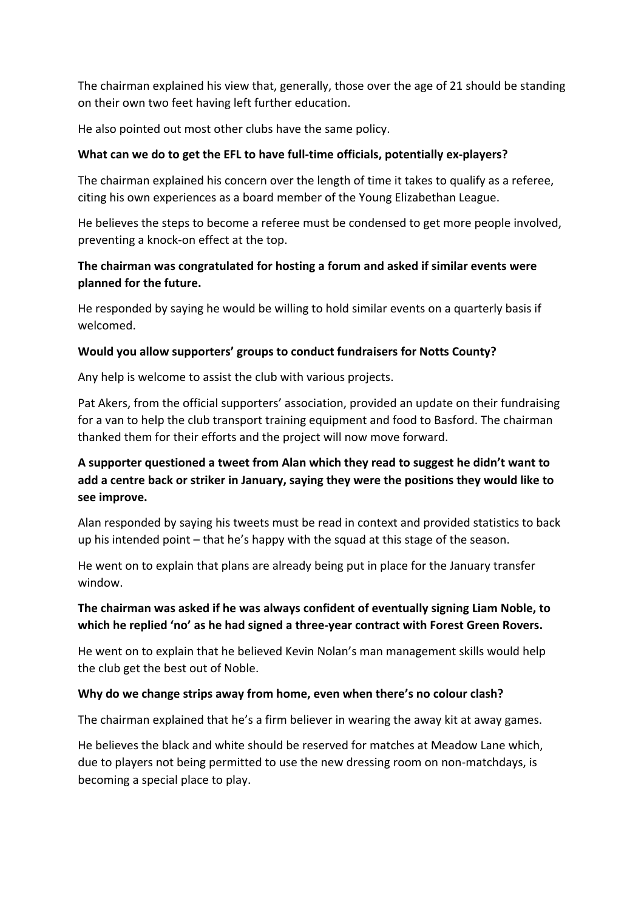The chairman explained his view that, generally, those over the age of 21 should be standing on their own two feet having left further education.

He also pointed out most other clubs have the same policy.

**What can we do to get the EFL to have full-time officials, potentially ex-players?**

The chairman explained his concern over the length of time it takes to qualify as a referee, citing his own experiences as a board member of the Young Elizabethan League.

He believes the steps to become a referee must be condensed to get more people involved, preventing a knock-on effect at the top.

**The chairman was congratulated for hosting a forum and asked if similar events were planned for the future.**

He responded by saying he would be willing to hold similar events on a quarterly basis if welcomed.

**Would you allow supporters' groups to conduct fundraisers for Notts County?**

Any help is welcome to assist the club with various projects.

Pat Akers, from the official supporters' association, provided an update on their fundraising for a van to help the club transport training equipment and food to Basford. The chairman thanked them for their efforts and the project will now move forward.

**A supporter questioned a tweet from Alan which they read to suggest he didn't want to add a centre back or striker in January, saying they were the positions they would like to see improve.**

Alan responded by saying his tweets must be read in context and provided statistics to back up his intended point – that he's happy with the squad at this stage of the season.

He went on to explain that plans are already being put in place for the January transfer window.

**The chairman was asked if he was always confident of eventually signing Liam Noble, to which he replied 'no' as he had signed a three-year contract with Forest Green Rovers.**

He went on to explain that he believed Kevin Nolan's man management skills would help the club get the best out of Noble.

**Why do we change strips away from home, even when there's no colour clash?**

The chairman explained that he's a firm believer in wearing the away kit at away games.

He believes the black and white should be reserved for matches at Meadow Lane which, due to players not being permitted to use the new dressing room on non-matchdays, is becoming a special place to play.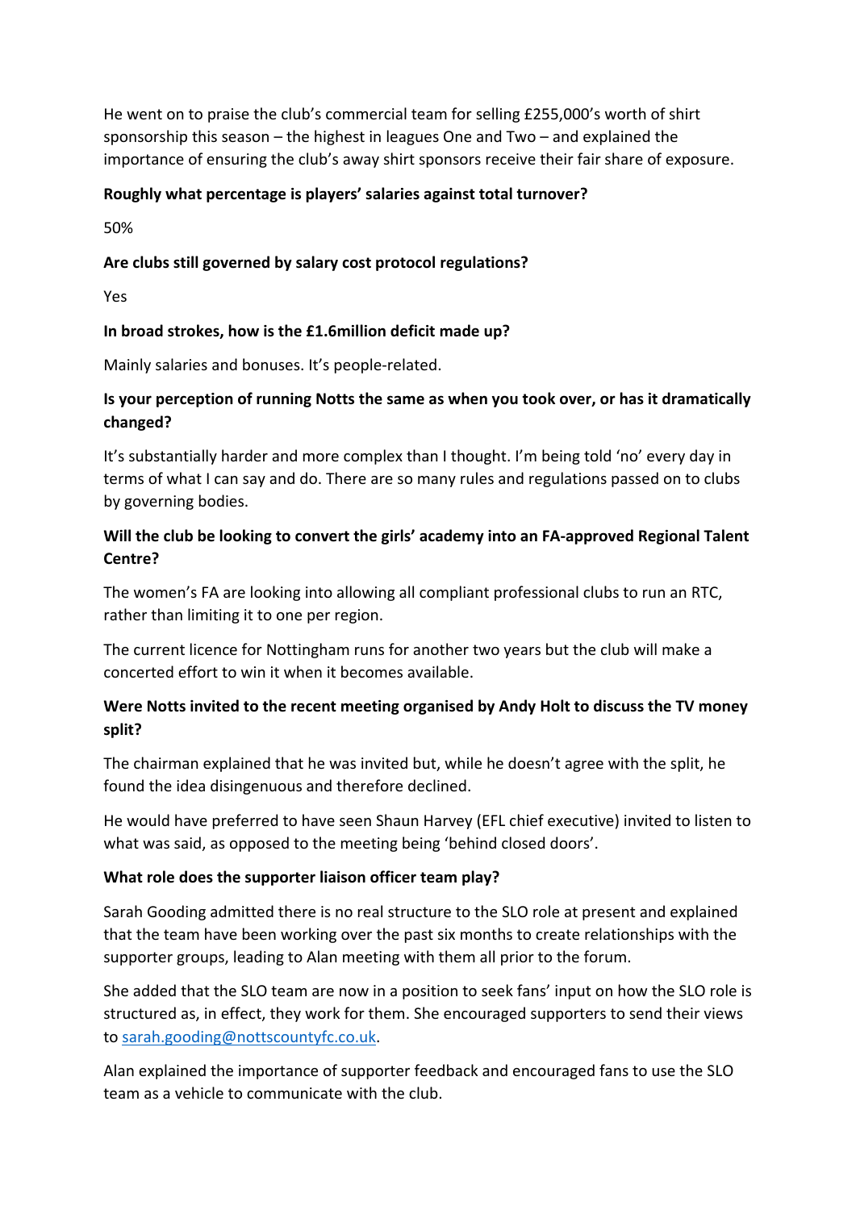He went on to praise the club's commercial team for selling £255,000's worth of shirt sponsorship this season – the highest in leagues One and Two – and explained the importance of ensuring the club's away shirt sponsors receive their fair share of exposure.

**Roughly what percentage is players' salaries against total turnover?**

50%

**Are clubs still governed by salary cost protocol regulations?**

Yes

**In broad strokes, how is the £1.6million deficit made up?**

Mainly salaries and bonuses. It's people-related.

**Is your perception of running Notts the same as when you took over, or has it dramatically changed?**

It's substantially harder and more complex than I thought. I'm being told 'no' every day in terms of what I can say and do. There are so many rules and regulations passed on to clubs by governing bodies.

**Will the club be looking to convert the girls' academy into an FA-approved Regional Talent Centre?**

The women's FA are looking into allowing all compliant professional clubs to run an RTC, rather than limiting it to one per region.

The current licence for Nottingham runs for another two years but the club will make a concerted effort to win it when it becomes available.

**Were Notts invited to the recent meeting organised by Andy Holt to discuss the TV money split?**

The chairman explained that he was invited but, while he doesn't agree with the split, he found the idea disingenuous and therefore declined.

He would have preferred to have seen Shaun Harvey (EFL chief executive) invited to listen to what was said, as opposed to the meeting being 'behind closed doors'.

**What role does the supporter liaison officer team play?**

Sarah Gooding admitted there is no real structure to the SLO role at present and explained that the team have been working over the past six months to create relationships with the supporter groups, leading to Alan meeting with them all prior to the forum.

She added that the SLO team are now in a position to seek fans' input on how the SLO role is structured as, in effect, they work for them. She encouraged supporters to send their views to sarah.gooding@nottscountyfc.co.uk.

Alan explained the importance of supporter feedback and encouraged fans to use the SLO team as a vehicle to communicate with the club.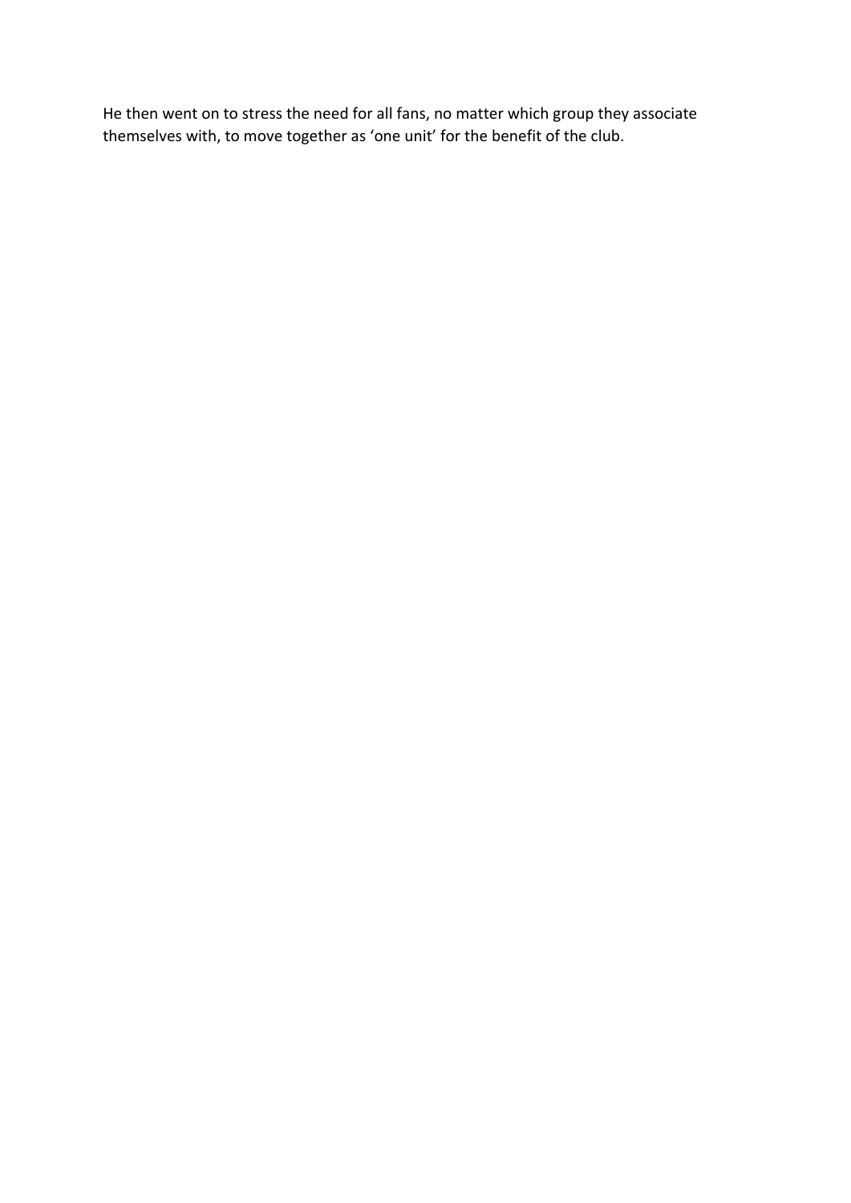He then went on to stress the need for all fans, no matter which group they associate themselves with, to move together as ‘one unit’ for the benefit of the club.